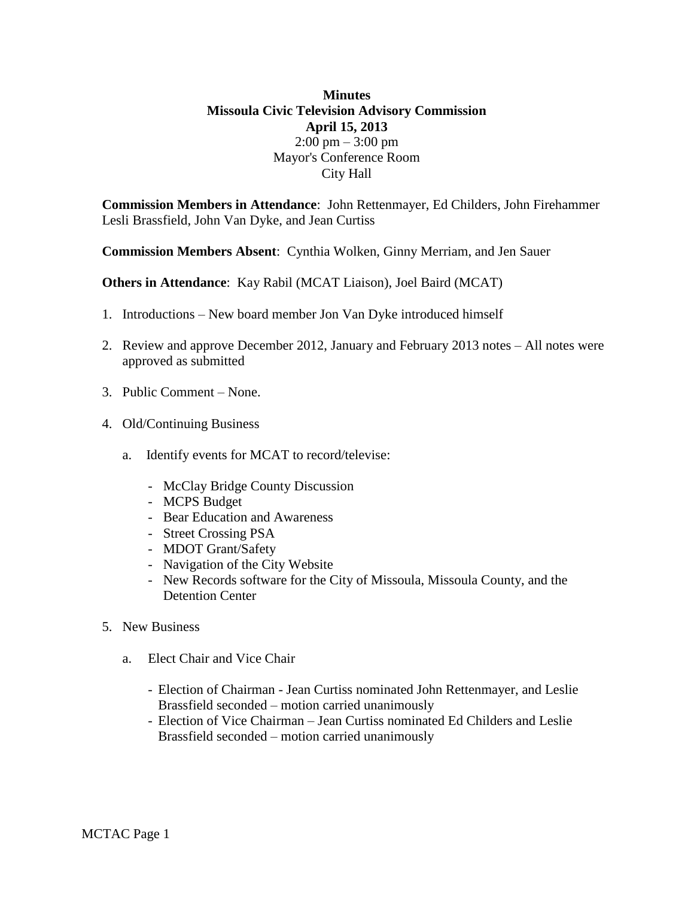**Minutes**
**Missoula Civic Television Advisory Commission**
**April 15, 2013**
2:00 pm – 3:00 pm
Mayor's Conference Room
City Hall

**Commission Members in Attendance**: John Rettenmayer, Ed Childers, John Firehammer Lesli Brassfield, John Van Dyke, and Jean Curtiss

**Commission Members Absent**: Cynthia Wolken, Ginny Merriam, and Jen Sauer

**Others in Attendance**: Kay Rabil (MCAT Liaison), Joel Baird (MCAT)

1. Introductions – New board member Jon Van Dyke introduced himself
2. Review and approve December 2012, January and February 2013 notes – All notes were approved as submitted
3. Public Comment – None.
4. Old/Continuing Business
   a. Identify events for MCAT to record/televise:
      - McClay Bridge County Discussion
      - MCPS Budget
      - Bear Education and Awareness
      - Street Crossing PSA
      - MDOT Grant/Safety
      - Navigation of the City Website
      - New Records software for the City of Missoula, Missoula County, and the Detention Center
5. New Business
   a. Elect Chair and Vice Chair
      - Election of Chairman - Jean Curtiss nominated John Rettenmayer, and Leslie Brassfield seconded – motion carried unanimously
      - Election of Vice Chairman – Jean Curtiss nominated Ed Childers and Leslie Brassfield seconded – motion carried unanimously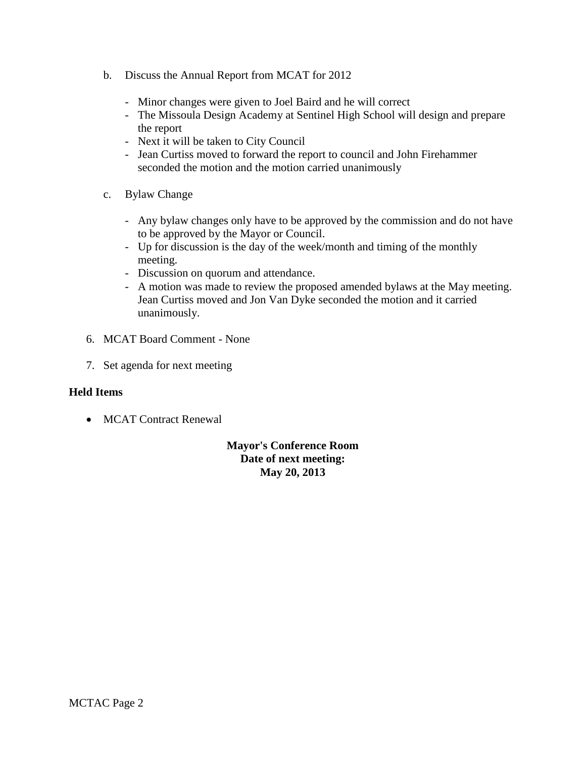b. Discuss the Annual Report from MCAT for 2012

   - Minor changes were given to Joel Baird and he will correct
   - The Missoula Design Academy at Sentinel High School will design and prepare the report
   - Next it will be taken to City Council
   - Jean Curtiss moved to forward the report to council and John Firehammer seconded the motion and the motion carried unanimously

c. Bylaw Change

   - Any bylaw changes only have to be approved by the commission and do not have to be approved by the Mayor or Council.
   - Up for discussion is the day of the week/month and timing of the monthly meeting.
   - Discussion on quorum and attendance.
   - A motion was made to review the proposed amended bylaws at the May meeting. Jean Curtiss moved and Jon Van Dyke seconded the motion and it carried unanimously.

6. MCAT Board Comment - None

7. Set agenda for next meeting

**Held Items**

- MCAT Contract Renewal

**Mayor's Conference Room**
**Date of next meeting:**
**May 20, 2013**